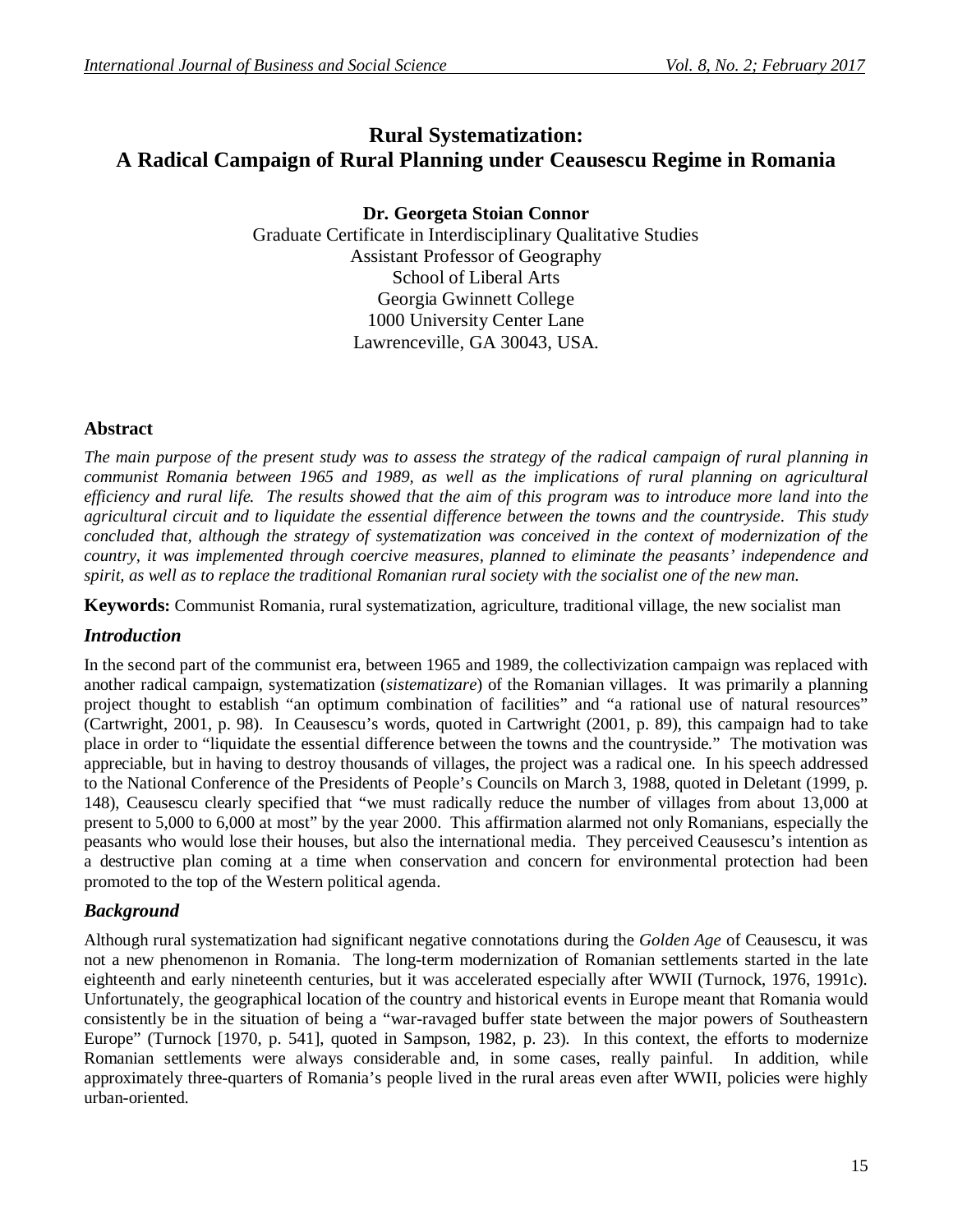# Rural Systematization: A Radical Campaign of Rural Planning under Ceausescu Regime in Romania

**Dr. Georgeta Stoian Connor**
Graduate Certificate in Interdisciplinary Qualitative Studies
Assistant Professor of Geography
School of Liberal Arts
Georgia Gwinnett College
1000 University Center Lane
Lawrenceville, GA 30043, USA.

## Abstract

*The main purpose of the present study was to assess the strategy of the radical campaign of rural planning in communist Romania between 1965 and 1989, as well as the implications of rural planning on agricultural efficiency and rural life. The results showed that the aim of this program was to introduce more land into the agricultural circuit and to liquidate the essential difference between the towns and the countryside. This study concluded that, although the strategy of systematization was conceived in the context of modernization of the country, it was implemented through coercive measures, planned to eliminate the peasants' independence and spirit, as well as to replace the traditional Romanian rural society with the socialist one of the new man.*

**Keywords:** Communist Romania, rural systematization, agriculture, traditional village, the new socialist man

## *Introduction*

In the second part of the communist era, between 1965 and 1989, the collectivization campaign was replaced with another radical campaign, systematization (*sistematizare*) of the Romanian villages. It was primarily a planning project thought to establish "an optimum combination of facilities" and "a rational use of natural resources" (Cartwright, 2001, p. 98). In Ceausescu's words, quoted in Cartwright (2001, p. 89), this campaign had to take place in order to "liquidate the essential difference between the towns and the countryside." The motivation was appreciable, but in having to destroy thousands of villages, the project was a radical one. In his speech addressed to the National Conference of the Presidents of People's Councils on March 3, 1988, quoted in Deletant (1999, p. 148), Ceausescu clearly specified that "we must radically reduce the number of villages from about 13,000 at present to 5,000 to 6,000 at most" by the year 2000. This affirmation alarmed not only Romanians, especially the peasants who would lose their houses, but also the international media. They perceived Ceausescu's intention as a destructive plan coming at a time when conservation and concern for environmental protection had been promoted to the top of the Western political agenda.

## *Background*

Although rural systematization had significant negative connotations during the *Golden Age* of Ceausescu, it was not a new phenomenon in Romania. The long-term modernization of Romanian settlements started in the late eighteenth and early nineteenth centuries, but it was accelerated especially after WWII (Turnock, 1976, 1991c). Unfortunately, the geographical location of the country and historical events in Europe meant that Romania would consistently be in the situation of being a "war-ravaged buffer state between the major powers of Southeastern Europe" (Turnock [1970, p. 541], quoted in Sampson, 1982, p. 23). In this context, the efforts to modernize Romanian settlements were always considerable and, in some cases, really painful. In addition, while approximately three-quarters of Romania's people lived in the rural areas even after WWII, policies were highly urban-oriented.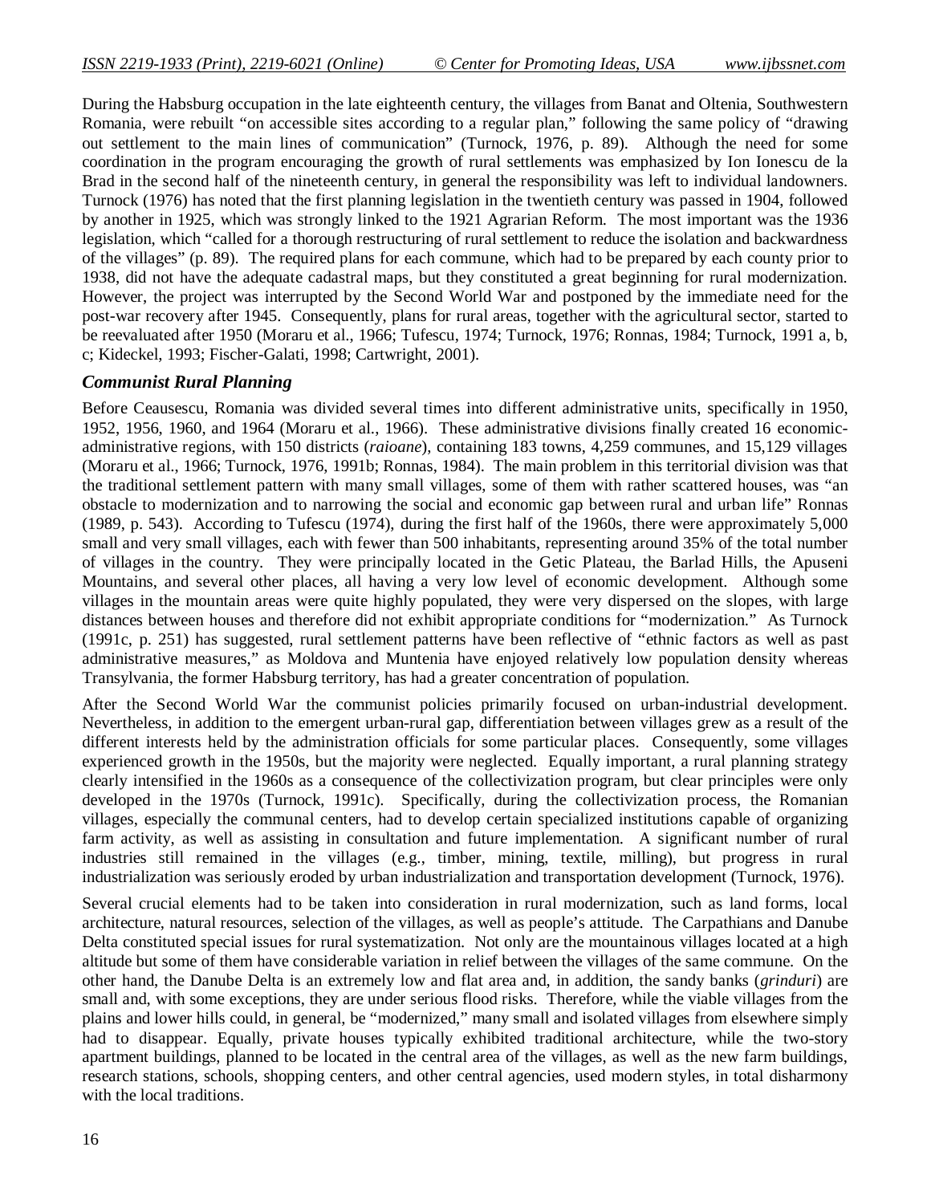During the Habsburg occupation in the late eighteenth century, the villages from Banat and Oltenia, Southwestern Romania, were rebuilt "on accessible sites according to a regular plan," following the same policy of "drawing out settlement to the main lines of communication" (Turnock, 1976, p. 89). Although the need for some coordination in the program encouraging the growth of rural settlements was emphasized by Ion Ionescu de la Brad in the second half of the nineteenth century, in general the responsibility was left to individual landowners. Turnock (1976) has noted that the first planning legislation in the twentieth century was passed in 1904, followed by another in 1925, which was strongly linked to the 1921 Agrarian Reform. The most important was the 1936 legislation, which "called for a thorough restructuring of rural settlement to reduce the isolation and backwardness of the villages" (p. 89). The required plans for each commune, which had to be prepared by each county prior to 1938, did not have the adequate cadastral maps, but they constituted a great beginning for rural modernization. However, the project was interrupted by the Second World War and postponed by the immediate need for the post-war recovery after 1945. Consequently, plans for rural areas, together with the agricultural sector, started to be reevaluated after 1950 (Moraru et al., 1966; Tufescu, 1974; Turnock, 1976; Ronnas, 1984; Turnock, 1991 a, b, c; Kideckel, 1993; Fischer-Galati, 1998; Cartwright, 2001).

### *Communist Rural Planning*

Before Ceausescu, Romania was divided several times into different administrative units, specifically in 1950, 1952, 1956, 1960, and 1964 (Moraru et al., 1966). These administrative divisions finally created 16 economic-administrative regions, with 150 districts (*raioane*), containing 183 towns, 4,259 communes, and 15,129 villages (Moraru et al., 1966; Turnock, 1976, 1991b; Ronnas, 1984). The main problem in this territorial division was that the traditional settlement pattern with many small villages, some of them with rather scattered houses, was "an obstacle to modernization and to narrowing the social and economic gap between rural and urban life" Ronnas (1989, p. 543). According to Tufescu (1974), during the first half of the 1960s, there were approximately 5,000 small and very small villages, each with fewer than 500 inhabitants, representing around 35% of the total number of villages in the country. They were principally located in the Getic Plateau, the Barlad Hills, the Apuseni Mountains, and several other places, all having a very low level of economic development. Although some villages in the mountain areas were quite highly populated, they were very dispersed on the slopes, with large distances between houses and therefore did not exhibit appropriate conditions for "modernization." As Turnock (1991c, p. 251) has suggested, rural settlement patterns have been reflective of "ethnic factors as well as past administrative measures," as Moldova and Muntenia have enjoyed relatively low population density whereas Transylvania, the former Habsburg territory, has had a greater concentration of population.

After the Second World War the communist policies primarily focused on urban-industrial development. Nevertheless, in addition to the emergent urban-rural gap, differentiation between villages grew as a result of the different interests held by the administration officials for some particular places. Consequently, some villages experienced growth in the 1950s, but the majority were neglected. Equally important, a rural planning strategy clearly intensified in the 1960s as a consequence of the collectivization program, but clear principles were only developed in the 1970s (Turnock, 1991c). Specifically, during the collectivization process, the Romanian villages, especially the communal centers, had to develop certain specialized institutions capable of organizing farm activity, as well as assisting in consultation and future implementation. A significant number of rural industries still remained in the villages (e.g., timber, mining, textile, milling), but progress in rural industrialization was seriously eroded by urban industrialization and transportation development (Turnock, 1976).

Several crucial elements had to be taken into consideration in rural modernization, such as land forms, local architecture, natural resources, selection of the villages, as well as people's attitude. The Carpathians and Danube Delta constituted special issues for rural systematization. Not only are the mountainous villages located at a high altitude but some of them have considerable variation in relief between the villages of the same commune. On the other hand, the Danube Delta is an extremely low and flat area and, in addition, the sandy banks (*grinduri*) are small and, with some exceptions, they are under serious flood risks. Therefore, while the viable villages from the plains and lower hills could, in general, be "modernized," many small and isolated villages from elsewhere simply had to disappear. Equally, private houses typically exhibited traditional architecture, while the two-story apartment buildings, planned to be located in the central area of the villages, as well as the new farm buildings, research stations, schools, shopping centers, and other central agencies, used modern styles, in total disharmony with the local traditions.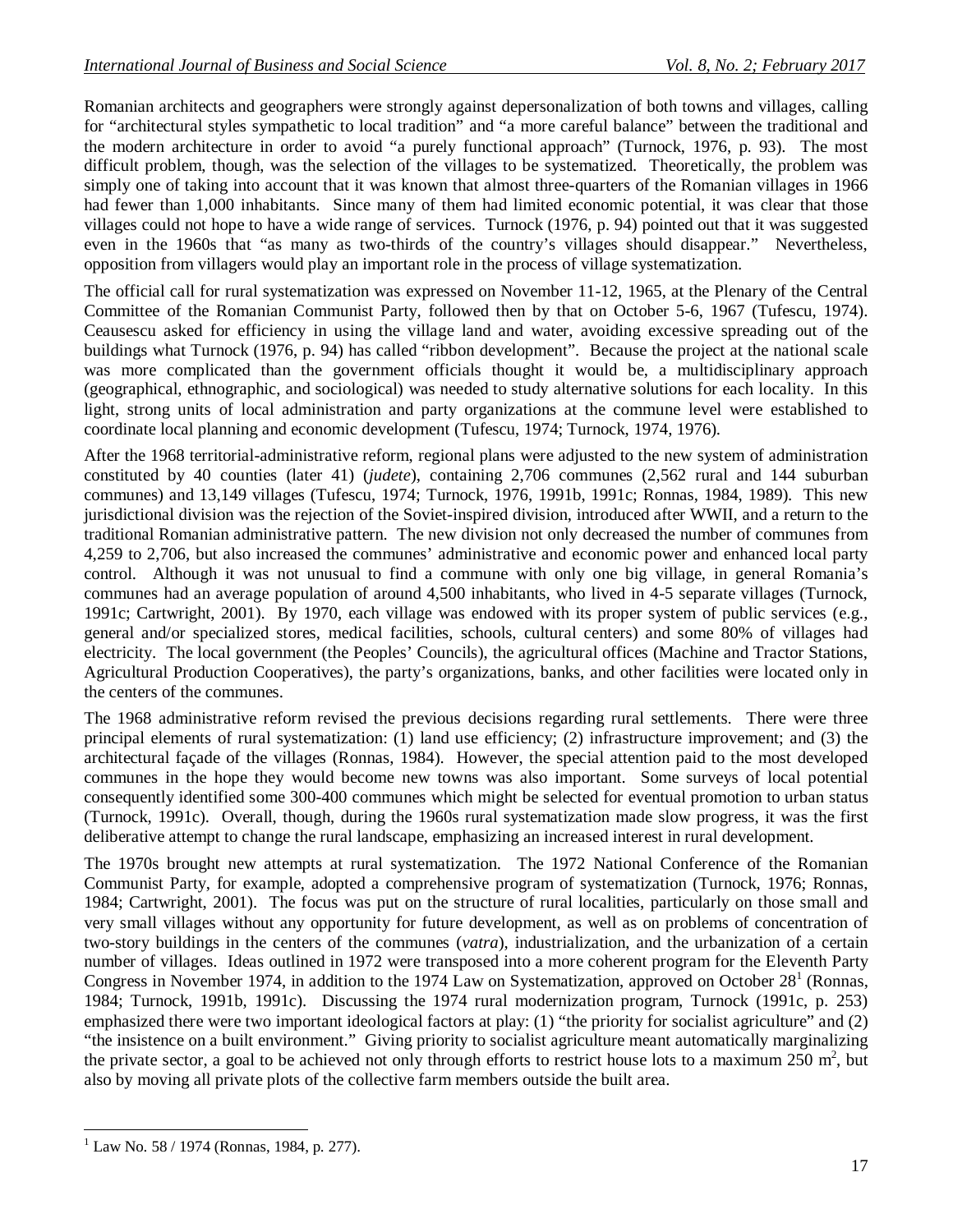Romanian architects and geographers were strongly against depersonalization of both towns and villages, calling for "architectural styles sympathetic to local tradition" and "a more careful balance" between the traditional and the modern architecture in order to avoid "a purely functional approach" (Turnock, 1976, p. 93). The most difficult problem, though, was the selection of the villages to be systematized. Theoretically, the problem was simply one of taking into account that it was known that almost three-quarters of the Romanian villages in 1966 had fewer than 1,000 inhabitants. Since many of them had limited economic potential, it was clear that those villages could not hope to have a wide range of services. Turnock (1976, p. 94) pointed out that it was suggested even in the 1960s that "as many as two-thirds of the country's villages should disappear." Nevertheless, opposition from villagers would play an important role in the process of village systematization.

The official call for rural systematization was expressed on November 11-12, 1965, at the Plenary of the Central Committee of the Romanian Communist Party, followed then by that on October 5-6, 1967 (Tufescu, 1974). Ceausescu asked for efficiency in using the village land and water, avoiding excessive spreading out of the buildings what Turnock (1976, p. 94) has called "ribbon development". Because the project at the national scale was more complicated than the government officials thought it would be, a multidisciplinary approach (geographical, ethnographic, and sociological) was needed to study alternative solutions for each locality. In this light, strong units of local administration and party organizations at the commune level were established to coordinate local planning and economic development (Tufescu, 1974; Turnock, 1974, 1976).

After the 1968 territorial-administrative reform, regional plans were adjusted to the new system of administration constituted by 40 counties (later 41) (*judete*), containing 2,706 communes (2,562 rural and 144 suburban communes) and 13,149 villages (Tufescu, 1974; Turnock, 1976, 1991b, 1991c; Ronnas, 1984, 1989). This new jurisdictional division was the rejection of the Soviet-inspired division, introduced after WWII, and a return to the traditional Romanian administrative pattern. The new division not only decreased the number of communes from 4,259 to 2,706, but also increased the communes' administrative and economic power and enhanced local party control. Although it was not unusual to find a commune with only one big village, in general Romania's communes had an average population of around 4,500 inhabitants, who lived in 4-5 separate villages (Turnock, 1991c; Cartwright, 2001). By 1970, each village was endowed with its proper system of public services (e.g., general and/or specialized stores, medical facilities, schools, cultural centers) and some 80% of villages had electricity. The local government (the Peoples' Councils), the agricultural offices (Machine and Tractor Stations, Agricultural Production Cooperatives), the party's organizations, banks, and other facilities were located only in the centers of the communes.

The 1968 administrative reform revised the previous decisions regarding rural settlements. There were three principal elements of rural systematization: (1) land use efficiency; (2) infrastructure improvement; and (3) the architectural façade of the villages (Ronnas, 1984). However, the special attention paid to the most developed communes in the hope they would become new towns was also important. Some surveys of local potential consequently identified some 300-400 communes which might be selected for eventual promotion to urban status (Turnock, 1991c). Overall, though, during the 1960s rural systematization made slow progress, it was the first deliberative attempt to change the rural landscape, emphasizing an increased interest in rural development.

The 1970s brought new attempts at rural systematization. The 1972 National Conference of the Romanian Communist Party, for example, adopted a comprehensive program of systematization (Turnock, 1976; Ronnas, 1984; Cartwright, 2001). The focus was put on the structure of rural localities, particularly on those small and very small villages without any opportunity for future development, as well as on problems of concentration of two-story buildings in the centers of the communes (*vatra*), industrialization, and the urbanization of a certain number of villages. Ideas outlined in 1972 were transposed into a more coherent program for the Eleventh Party Congress in November 1974, in addition to the 1974 Law on Systematization, approved on October 28[1] (Ronnas, 1984; Turnock, 1991b, 1991c). Discussing the 1974 rural modernization program, Turnock (1991c, p. 253) emphasized there were two important ideological factors at play: (1) "the priority for socialist agriculture" and (2) "the insistence on a built environment." Giving priority to socialist agriculture meant automatically marginalizing the private sector, a goal to be achieved not only through efforts to restrict house lots to a maximum 250 $m^2$, but also by moving all private plots of the collective farm members outside the built area.

---

[1] Law No. 58 / 1974 (Ronnas, 1984, p. 277).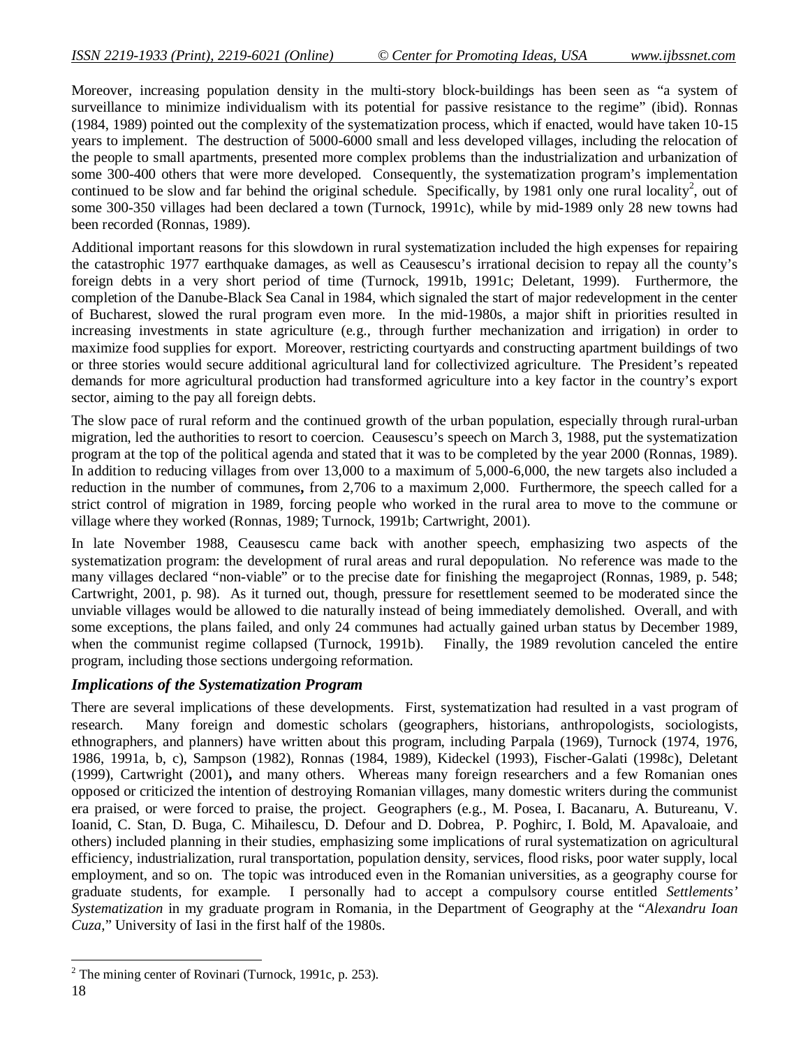Moreover, increasing population density in the multi-story block-buildings has been seen as "a system of surveillance to minimize individualism with its potential for passive resistance to the regime" (ibid). Ronnas (1984, 1989) pointed out the complexity of the systematization process, which if enacted, would have taken 10-15 years to implement. The destruction of 5000-6000 small and less developed villages, including the relocation of the people to small apartments, presented more complex problems than the industrialization and urbanization of some 300-400 others that were more developed. Consequently, the systematization program's implementation continued to be slow and far behind the original schedule. Specifically, by 1981 only one rural locality[2], out of some 300-350 villages had been declared a town (Turnock, 1991c), while by mid-1989 only 28 new towns had been recorded (Ronnas, 1989).

Additional important reasons for this slowdown in rural systematization included the high expenses for repairing the catastrophic 1977 earthquake damages, as well as Ceausescu's irrational decision to repay all the county's foreign debts in a very short period of time (Turnock, 1991b, 1991c; Deletant, 1999). Furthermore, the completion of the Danube-Black Sea Canal in 1984, which signaled the start of major redevelopment in the center of Bucharest, slowed the rural program even more. In the mid-1980s, a major shift in priorities resulted in increasing investments in state agriculture (e.g., through further mechanization and irrigation) in order to maximize food supplies for export. Moreover, restricting courtyards and constructing apartment buildings of two or three stories would secure additional agricultural land for collectivized agriculture. The President's repeated demands for more agricultural production had transformed agriculture into a key factor in the country's export sector, aiming to the pay all foreign debts.

The slow pace of rural reform and the continued growth of the urban population, especially through rural-urban migration, led the authorities to resort to coercion. Ceausescu's speech on March 3, 1988, put the systematization program at the top of the political agenda and stated that it was to be completed by the year 2000 (Ronnas, 1989). In addition to reducing villages from over 13,000 to a maximum of 5,000-6,000, the new targets also included a reduction in the number of communes**,** from 2,706 to a maximum 2,000. Furthermore, the speech called for a strict control of migration in 1989, forcing people who worked in the rural area to move to the commune or village where they worked (Ronnas, 1989; Turnock, 1991b; Cartwright, 2001).

In late November 1988, Ceausescu came back with another speech, emphasizing two aspects of the systematization program: the development of rural areas and rural depopulation. No reference was made to the many villages declared "non-viable" or to the precise date for finishing the megaproject (Ronnas, 1989, p. 548; Cartwright, 2001, p. 98). As it turned out, though, pressure for resettlement seemed to be moderated since the unviable villages would be allowed to die naturally instead of being immediately demolished. Overall, and with some exceptions, the plans failed, and only 24 communes had actually gained urban status by December 1989, when the communist regime collapsed (Turnock, 1991b). Finally, the 1989 revolution canceled the entire program, including those sections undergoing reformation.

### *Implications of the Systematization Program*

There are several implications of these developments. First, systematization had resulted in a vast program of research. Many foreign and domestic scholars (geographers, historians, anthropologists, sociologists, ethnographers, and planners) have written about this program, including Parpala (1969), Turnock (1974, 1976, 1986, 1991a, b, c), Sampson (1982), Ronnas (1984, 1989), Kideckel (1993), Fischer-Galati (1998c), Deletant (1999), Cartwright (2001)**,** and many others. Whereas many foreign researchers and a few Romanian ones opposed or criticized the intention of destroying Romanian villages, many domestic writers during the communist era praised, or were forced to praise, the project. Geographers (e.g., M. Posea, I. Bacanaru, A. Butureanu, V. Ioanid, C. Stan, D. Buga, C. Mihailescu, D. Defour and D. Dobrea, P. Poghirc, I. Bold, M. Apavaloaie, and others) included planning in their studies, emphasizing some implications of rural systematization on agricultural efficiency, industrialization, rural transportation, population density, services, flood risks, poor water supply, local employment, and so on. The topic was introduced even in the Romanian universities, as a geography course for graduate students, for example. I personally had to accept a compulsory course entitled *Settlements' Systematization* in my graduate program in Romania, in the Department of Geography at the "*Alexandru Ioan Cuza*," University of Iasi in the first half of the 1980s.

[2] The mining center of Rovinari (Turnock, 1991c, p. 253).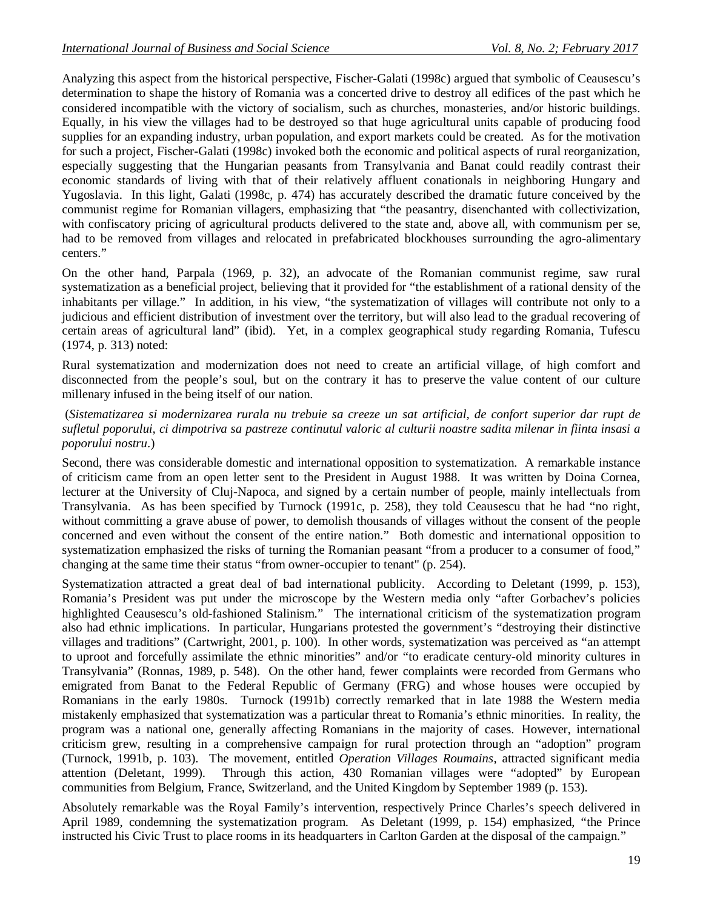Analyzing this aspect from the historical perspective, Fischer-Galati (1998c) argued that symbolic of Ceausescu's determination to shape the history of Romania was a concerted drive to destroy all edifices of the past which he considered incompatible with the victory of socialism, such as churches, monasteries, and/or historic buildings. Equally, in his view the villages had to be destroyed so that huge agricultural units capable of producing food supplies for an expanding industry, urban population, and export markets could be created. As for the motivation for such a project, Fischer-Galati (1998c) invoked both the economic and political aspects of rural reorganization, especially suggesting that the Hungarian peasants from Transylvania and Banat could readily contrast their economic standards of living with that of their relatively affluent conationals in neighboring Hungary and Yugoslavia. In this light, Galati (1998c, p. 474) has accurately described the dramatic future conceived by the communist regime for Romanian villagers, emphasizing that "the peasantry, disenchanted with collectivization, with confiscatory pricing of agricultural products delivered to the state and, above all, with communism per se, had to be removed from villages and relocated in prefabricated blockhouses surrounding the agro-alimentary centers."

On the other hand, Parpala (1969, p. 32), an advocate of the Romanian communist regime, saw rural systematization as a beneficial project, believing that it provided for "the establishment of a rational density of the inhabitants per village." In addition, in his view, "the systematization of villages will contribute not only to a judicious and efficient distribution of investment over the territory, but will also lead to the gradual recovering of certain areas of agricultural land" (ibid). Yet, in a complex geographical study regarding Romania, Tufescu (1974, p. 313) noted:

Rural systematization and modernization does not need to create an artificial village, of high comfort and disconnected from the people's soul, but on the contrary it has to preserve the value content of our culture millenary infused in the being itself of our nation.

(*Sistematizarea si modernizarea rurala nu trebuie sa creeze un sat artificial, de confort superior dar rupt de sufletul poporului, ci dimpotriva sa pastreze continutul valoric al culturii noastre sadita milenar in fiinta insasi a poporului nostru*.)

Second, there was considerable domestic and international opposition to systematization. A remarkable instance of criticism came from an open letter sent to the President in August 1988. It was written by Doina Cornea, lecturer at the University of Cluj-Napoca, and signed by a certain number of people, mainly intellectuals from Transylvania. As has been specified by Turnock (1991c, p. 258), they told Ceausescu that he had "no right, without committing a grave abuse of power, to demolish thousands of villages without the consent of the people concerned and even without the consent of the entire nation." Both domestic and international opposition to systematization emphasized the risks of turning the Romanian peasant "from a producer to a consumer of food," changing at the same time their status "from owner-occupier to tenant" (p. 254).

Systematization attracted a great deal of bad international publicity. According to Deletant (1999, p. 153), Romania's President was put under the microscope by the Western media only "after Gorbachev's policies highlighted Ceausescu's old-fashioned Stalinism." The international criticism of the systematization program also had ethnic implications. In particular, Hungarians protested the government's "destroying their distinctive villages and traditions" (Cartwright, 2001, p. 100). In other words, systematization was perceived as "an attempt to uproot and forcefully assimilate the ethnic minorities" and/or "to eradicate century-old minority cultures in Transylvania" (Ronnas, 1989, p. 548). On the other hand, fewer complaints were recorded from Germans who emigrated from Banat to the Federal Republic of Germany (FRG) and whose houses were occupied by Romanians in the early 1980s. Turnock (1991b) correctly remarked that in late 1988 the Western media mistakenly emphasized that systematization was a particular threat to Romania's ethnic minorities. In reality, the program was a national one, generally affecting Romanians in the majority of cases. However, international criticism grew, resulting in a comprehensive campaign for rural protection through an "adoption" program (Turnock, 1991b, p. 103). The movement, entitled *Operation Villages Roumains*, attracted significant media attention (Deletant, 1999). Through this action, 430 Romanian villages were "adopted" by European communities from Belgium, France, Switzerland, and the United Kingdom by September 1989 (p. 153).

Absolutely remarkable was the Royal Family's intervention, respectively Prince Charles's speech delivered in April 1989, condemning the systematization program. As Deletant (1999, p. 154) emphasized, "the Prince instructed his Civic Trust to place rooms in its headquarters in Carlton Garden at the disposal of the campaign."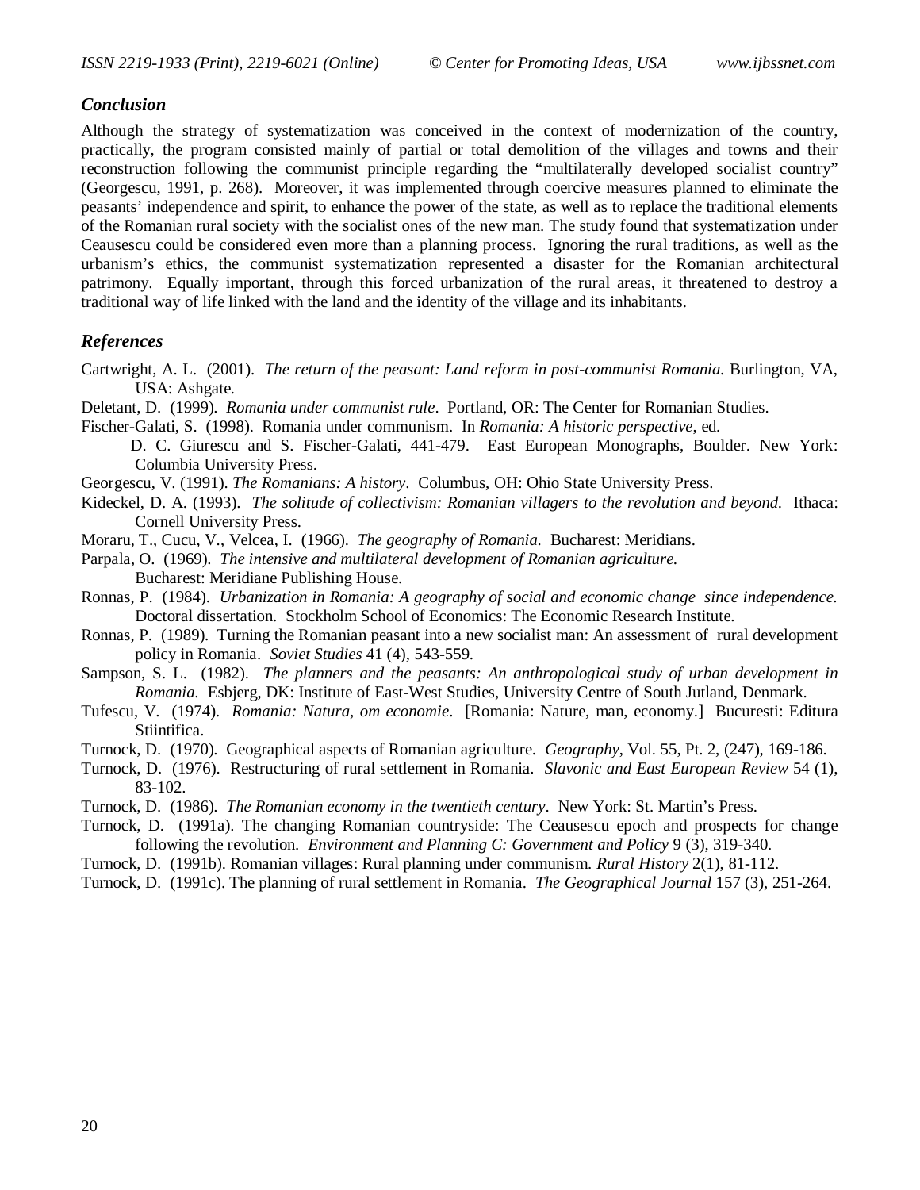### *Conclusion*

Although the strategy of systematization was conceived in the context of modernization of the country, practically, the program consisted mainly of partial or total demolition of the villages and towns and their reconstruction following the communist principle regarding the "multilaterally developed socialist country" (Georgescu, 1991, p. 268). Moreover, it was implemented through coercive measures planned to eliminate the peasants' independence and spirit, to enhance the power of the state, as well as to replace the traditional elements of the Romanian rural society with the socialist ones of the new man. The study found that systematization under Ceausescu could be considered even more than a planning process. Ignoring the rural traditions, as well as the urbanism's ethics, the communist systematization represented a disaster for the Romanian architectural patrimony. Equally important, through this forced urbanization of the rural areas, it threatened to destroy a traditional way of life linked with the land and the identity of the village and its inhabitants.

### *References*

Cartwright, A. L. (2001). *The return of the peasant: Land reform in post-communist Romania.* Burlington, VA, USA: Ashgate.

Deletant, D. (1999). *Romania under communist rule*. Portland, OR: The Center for Romanian Studies.

Fischer-Galati, S. (1998). Romania under communism. In *Romania: A historic perspective*, ed. D. C. Giurescu and S. Fischer-Galati, 441-479. East European Monographs, Boulder. New York: Columbia University Press.

Georgescu, V. (1991). *The Romanians: A history*. Columbus, OH: Ohio State University Press.

Kideckel, D. A. (1993). *The solitude of collectivism: Romanian villagers to the revolution and beyond.* Ithaca: Cornell University Press.

Moraru, T., Cucu, V., Velcea, I. (1966). *The geography of Romania.* Bucharest: Meridians.

Parpala, O. (1969). *The intensive and multilateral development of Romanian agriculture.* Bucharest: Meridiane Publishing House.

Ronnas, P. (1984). *Urbanization in Romania: A geography of social and economic change since independence.* Doctoral dissertation. Stockholm School of Economics: The Economic Research Institute.

Ronnas, P. (1989). Turning the Romanian peasant into a new socialist man: An assessment of rural development policy in Romania. *Soviet Studies* 41 (4), 543-559.

Sampson, S. L. (1982). *The planners and the peasants: An anthropological study of urban development in Romania.* Esbjerg, DK: Institute of East-West Studies, University Centre of South Jutland, Denmark.

Tufescu, V. (1974). *Romania: Natura, om economie*. [Romania: Nature, man, economy.] Bucuresti: Editura Stiintifica.

Turnock, D. (1970). Geographical aspects of Romanian agriculture. *Geography*, Vol. 55, Pt. 2, (247), 169-186.

Turnock, D. (1976). Restructuring of rural settlement in Romania. *Slavonic and East European Review* 54 (1), 83-102.

Turnock, D. (1986). *The Romanian economy in the twentieth century*. New York: St. Martin's Press.

Turnock, D. (1991a). The changing Romanian countryside: The Ceausescu epoch and prospects for change following the revolution. *Environment and Planning C: Government and Policy* 9 (3), 319-340.

Turnock, D. (1991b). Romanian villages: Rural planning under communism. *Rural History* 2(1), 81-112.

Turnock, D. (1991c). The planning of rural settlement in Romania. *The Geographical Journal* 157 (3), 251-264.